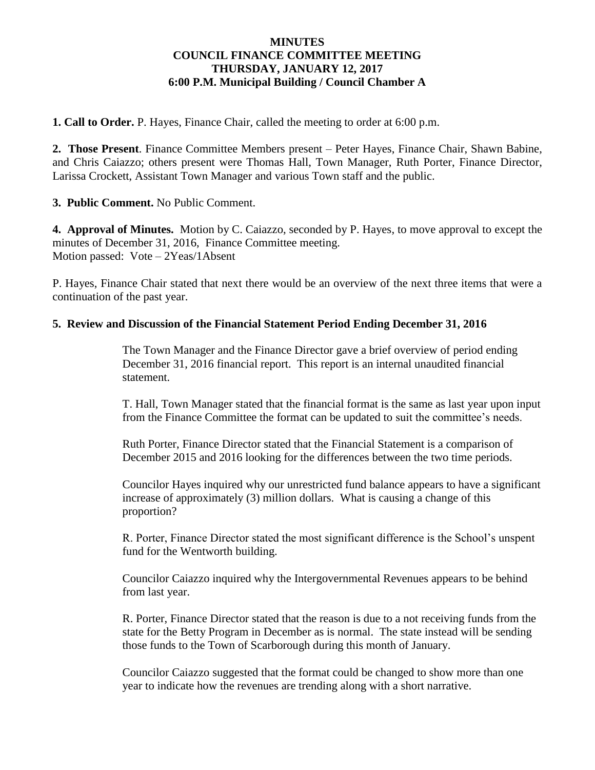**MINUTES**
**COUNCIL FINANCE COMMITTEE MEETING**
**THURSDAY, JANUARY 12, 2017**
**6:00 P.M. Municipal Building / Council Chamber A**

**1. Call to Order.** P. Hayes, Finance Chair, called the meeting to order at 6:00 p.m.

**2. Those Present**. Finance Committee Members present – Peter Hayes, Finance Chair, Shawn Babine, and Chris Caiazzo; others present were Thomas Hall, Town Manager, Ruth Porter, Finance Director, Larissa Crockett, Assistant Town Manager and various Town staff and the public.

**3. Public Comment.** No Public Comment.

**4. Approval of Minutes.** Motion by C. Caiazzo, seconded by P. Hayes, to move approval to except the minutes of December 31, 2016, Finance Committee meeting.
Motion passed: Vote – 2Yeas/1Absent

P. Hayes, Finance Chair stated that next there would be an overview of the next three items that were a continuation of the past year.

**5. Review and Discussion of the Financial Statement Period Ending December 31, 2016**

The Town Manager and the Finance Director gave a brief overview of period ending December 31, 2016 financial report. This report is an internal unaudited financial statement.

T. Hall, Town Manager stated that the financial format is the same as last year upon input from the Finance Committee the format can be updated to suit the committee's needs.

Ruth Porter, Finance Director stated that the Financial Statement is a comparison of December 2015 and 2016 looking for the differences between the two time periods.

Councilor Hayes inquired why our unrestricted fund balance appears to have a significant increase of approximately (3) million dollars. What is causing a change of this proportion?

R. Porter, Finance Director stated the most significant difference is the School's unspent fund for the Wentworth building.

Councilor Caiazzo inquired why the Intergovernmental Revenues appears to be behind from last year.

R. Porter, Finance Director stated that the reason is due to a not receiving funds from the state for the Betty Program in December as is normal. The state instead will be sending those funds to the Town of Scarborough during this month of January.

Councilor Caiazzo suggested that the format could be changed to show more than one year to indicate how the revenues are trending along with a short narrative.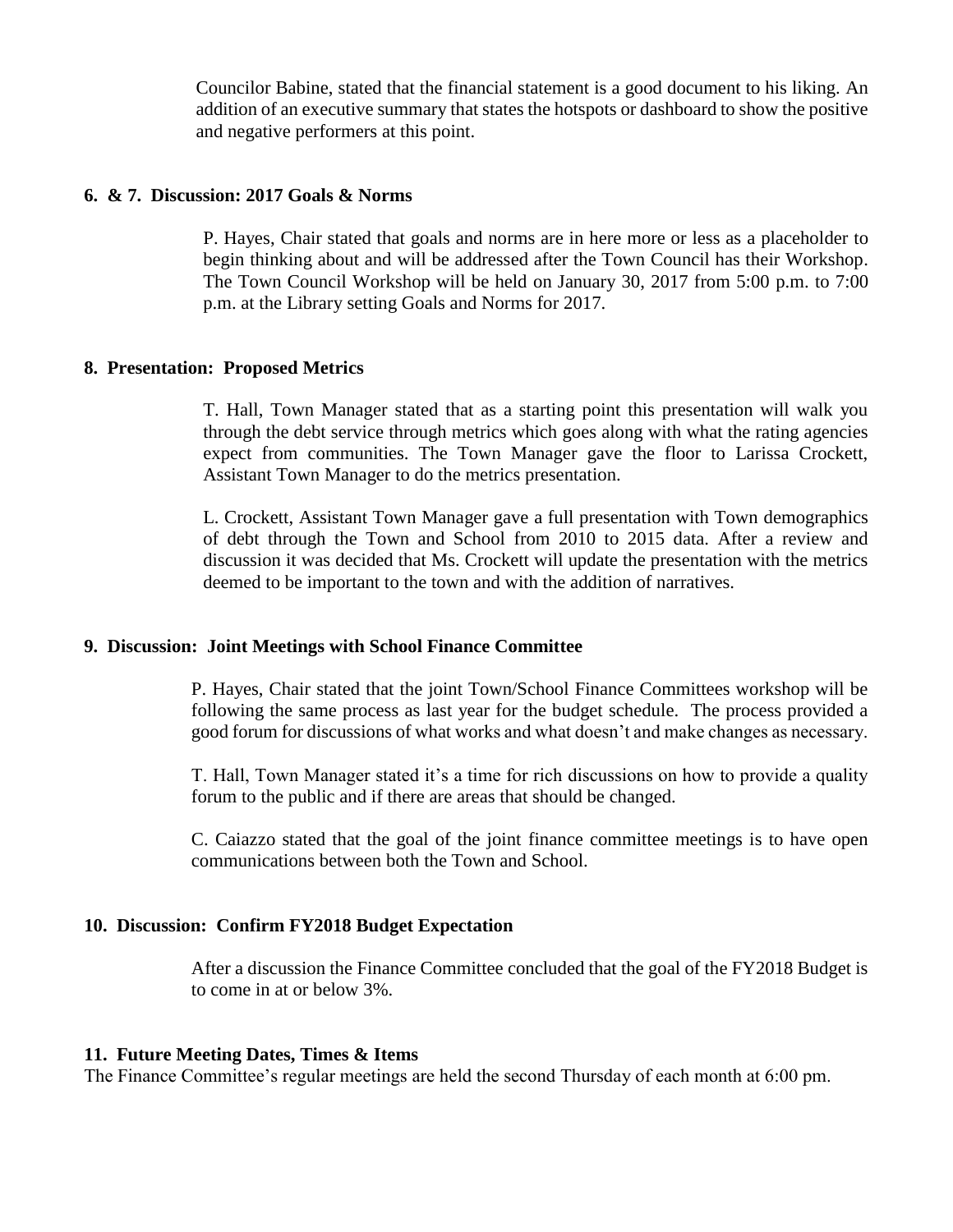Councilor Babine, stated that the financial statement is a good document to his liking. An addition of an executive summary that states the hotspots or dashboard to show the positive and negative performers at this point.

**6. & 7. Discussion: 2017 Goals & Norms**

P. Hayes, Chair stated that goals and norms are in here more or less as a placeholder to begin thinking about and will be addressed after the Town Council has their Workshop. The Town Council Workshop will be held on January 30, 2017 from 5:00 p.m. to 7:00 p.m. at the Library setting Goals and Norms for 2017.

**8. Presentation: Proposed Metrics**

T. Hall, Town Manager stated that as a starting point this presentation will walk you through the debt service through metrics which goes along with what the rating agencies expect from communities. The Town Manager gave the floor to Larissa Crockett, Assistant Town Manager to do the metrics presentation.

L. Crockett, Assistant Town Manager gave a full presentation with Town demographics of debt through the Town and School from 2010 to 2015 data. After a review and discussion it was decided that Ms. Crockett will update the presentation with the metrics deemed to be important to the town and with the addition of narratives.

**9. Discussion: Joint Meetings with School Finance Committee**

P. Hayes, Chair stated that the joint Town/School Finance Committees workshop will be following the same process as last year for the budget schedule. The process provided a good forum for discussions of what works and what doesn't and make changes as necessary.

T. Hall, Town Manager stated it's a time for rich discussions on how to provide a quality forum to the public and if there are areas that should be changed.

C. Caiazzo stated that the goal of the joint finance committee meetings is to have open communications between both the Town and School.

**10. Discussion: Confirm FY2018 Budget Expectation**

After a discussion the Finance Committee concluded that the goal of the FY2018 Budget is to come in at or below 3%.

**11. Future Meeting Dates, Times & Items**

The Finance Committee's regular meetings are held the second Thursday of each month at 6:00 pm.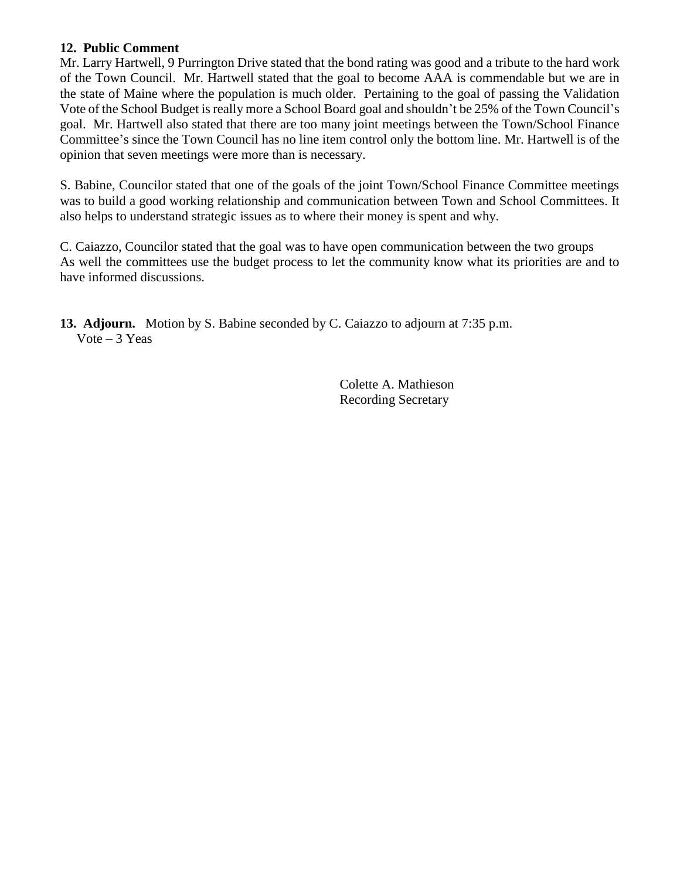**12. Public Comment**

Mr. Larry Hartwell, 9 Purrington Drive stated that the bond rating was good and a tribute to the hard work of the Town Council. Mr. Hartwell stated that the goal to become AAA is commendable but we are in the state of Maine where the population is much older. Pertaining to the goal of passing the Validation Vote of the School Budget is really more a School Board goal and shouldn't be 25% of the Town Council's goal. Mr. Hartwell also stated that there are too many joint meetings between the Town/School Finance Committee's since the Town Council has no line item control only the bottom line. Mr. Hartwell is of the opinion that seven meetings were more than is necessary.

S. Babine, Councilor stated that one of the goals of the joint Town/School Finance Committee meetings was to build a good working relationship and communication between Town and School Committees. It also helps to understand strategic issues as to where their money is spent and why.

C. Caiazzo, Councilor stated that the goal was to have open communication between the two groups As well the committees use the budget process to let the community know what its priorities are and to have informed discussions.

**13. Adjourn.** Motion by S. Babine seconded by C. Caiazzo to adjourn at 7:35 p.m.
Vote – 3 Yeas

Colette A. Mathieson
Recording Secretary